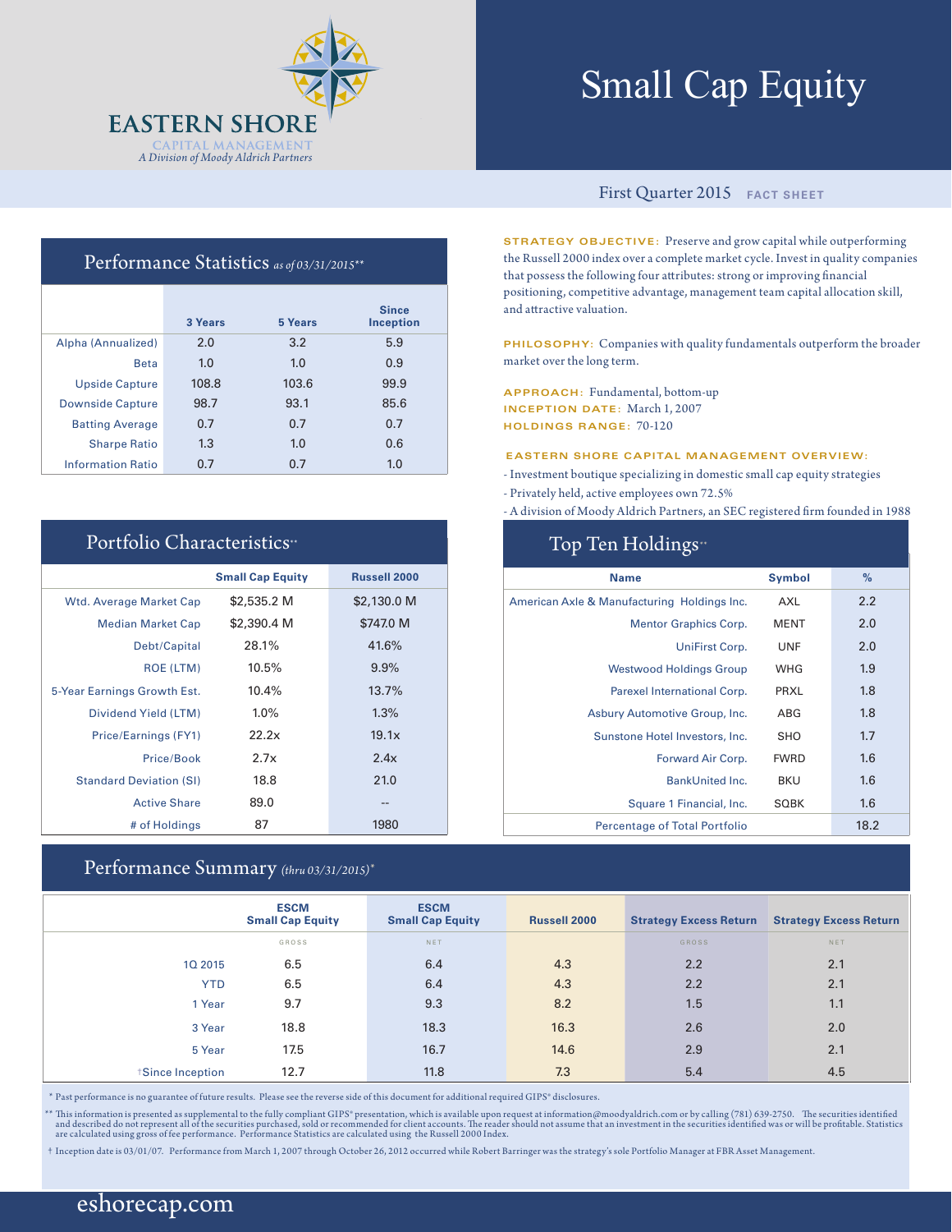EASTERN SHORE
CAPITAL MANAGEMENT
*A Division of Moody Aldrich Partners*

# Small Cap Equity

First Quarter 2015 **FACT SHEET**

**STRATEGY OBJECTIVE:** Preserve and grow capital while outperforming the Russell 2000 index over a complete market cycle. Invest in quality companies that possess the following four attributes: strong or improving financial positioning, competitive advantage, management team capital allocation skill, and attractive valuation.

**PHILOSOPHY:** Companies with quality fundamentals outperform the broader market over the long term.

**APPROACH:** Fundamental, bottom-up
**INCEPTION DATE:** March 1, 2007
**HOLDINGS RANGE:** 70-120

**EASTERN SHORE CAPITAL MANAGEMENT OVERVIEW:**

- Investment boutique specializing in domestic small cap equity strategies
- Privately held, active employees own 72.5%
- A division of Moody Aldrich Partners, an SEC registered firm founded in 1988

## Performance Statistics *as of 03/31/2015***

| | 3 Years | 5 Years | Since Inception |
|---|---|---|---|
| Alpha (Annualized) | 2.0 | 3.2 | 5.9 |
| Beta | 1.0 | 1.0 | 0.9 |
| Upside Capture | 108.8 | 103.6 | 99.9 |
| Downside Capture | 98.7 | 93.1 | 85.6 |
| Batting Average | 0.7 | 0.7 | 0.7 |
| Sharpe Ratio | 1.3 | 1.0 | 0.6 |
| Information Ratio | 0.7 | 0.7 | 1.0 |

## Portfolio Characteristics**

| | Small Cap Equity | Russell 2000 |
|---|---|---|
| Wtd. Average Market Cap | $2,535.2 M | $2,130.0 M |
| Median Market Cap | $2,390.4 M | $747.0 M |
| Debt/Capital | 28.1% | 41.6% |
| ROE (LTM) | 10.5% | 9.9% |
| 5-Year Earnings Growth Est. | 10.4% | 13.7% |
| Dividend Yield (LTM) | 1.0% | 1.3% |
| Price/Earnings (FY1) | 22.2x | 19.1x |
| Price/Book | 2.7x | 2.4x |
| Standard Deviation (SI) | 18.8 | 21.0 |
| Active Share | 89.0 | -- |
| # of Holdings | 87 | 1980 |

## Top Ten Holdings**

| Name | Symbol | % |
|---|---|---|
| American Axle & Manufacturing Holdings Inc. | AXL | 2.2 |
| Mentor Graphics Corp. | MENT | 2.0 |
| UniFirst Corp. | UNF | 2.0 |
| Westwood Holdings Group | WHG | 1.9 |
| Parexel International Corp. | PRXL | 1.8 |
| Asbury Automotive Group, Inc. | ABG | 1.8 |
| Sunstone Hotel Investors, Inc. | SHO | 1.7 |
| Forward Air Corp. | FWRD | 1.6 |
| BankUnited Inc. | BKU | 1.6 |
| Square 1 Financial, Inc. | SQBK | 1.6 |
| Percentage of Total Portfolio | | 18.2 |

## Performance Summary *(thru 03/31/2015)**

| | ESCM Small Cap Equity | ESCM Small Cap Equity | Russell 2000 | Strategy Excess Return | Strategy Excess Return |
|---|---|---|---|---|---|
| | GROSS | NET | | GROSS | NET |
| 1Q 2015 | 6.5 | 6.4 | 4.3 | 2.2 | 2.1 |
| YTD | 6.5 | 6.4 | 4.3 | 2.2 | 2.1 |
| 1 Year | 9.7 | 9.3 | 8.2 | 1.5 | 1.1 |
| 3 Year | 18.8 | 18.3 | 16.3 | 2.6 | 2.0 |
| 5 Year | 17.5 | 16.7 | 14.6 | 2.9 | 2.1 |
| †Since Inception | 12.7 | 11.8 | 7.3 | 5.4 | 4.5 |

\* Past performance is no guarantee of future results. Please see the reverse side of this document for additional required GIPS® disclosures.

** This information is presented as supplemental to the fully compliant GIPS® presentation, which is available upon request at information@moodyaldrich.com or by calling (781) 639-2750. The securities identified and described do not represent all of the securities purchased, sold or recommended for client accounts. The reader should not assume that an investment in the securities identified was or will be profitable. Statistics are calculated using gross of fee performance. Performance Statistics are calculated using the Russell 2000 Index.

† Inception date is 03/01/07. Performance from March 1, 2007 through October 26, 2012 occurred while Robert Barringer was the strategy's sole Portfolio Manager at FBR Asset Management.

eshorecap.com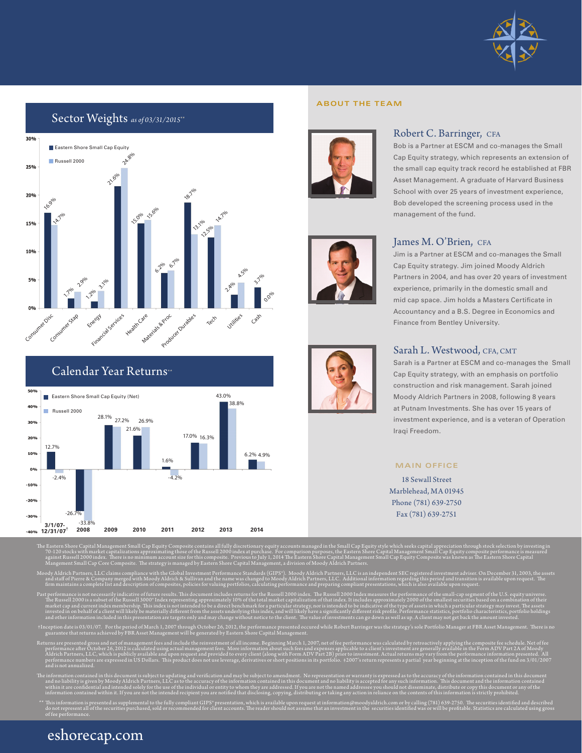## Sector Weights *as of 03/31/2015*\*\*

30%
25%
20%
15%
10%
5%
0%

Eastern Shore Small Cap Equity
Russell 2000

16.9% 14.7% 1.7% 2.9% 1.2% 3.1% 21.6% 24.8% 15.0% 15.6% 6.2% 6.7% 18.7% 13.1% 12.5% 14.7% 2.4% 4.5% 3.7% 0.0%

Consumer Disc, Consumer Stap, Energy, Financial Services, Health Care, Materials & Proc, Producer Durables, Tech, Utilities, Cash

## Calendar Year Returns\*\*

50%
40%
30%
20%
10%
0%
-10%
-20%
-30%
-40%

Eastern Shore Small Cap Equity (Net)
Russell 2000

12.7% -2.4% -26.7% -33.8% 28.1% 27.2% 21.6% 26.9% 1.6% -4.2% 17.0% 16.3% 43.0% 38.8% 6.2% 4.9%

3/1/07-12/31/07† 2008 2009 2010 2011 2012 2013 2014

## ABOUT THE TEAM

### Robert C. Barringer, CFA

Bob is a Partner at ESCM and co-manages the Small Cap Equity strategy, which represents an extension of the small cap equity track record he established at FBR Asset Management. A graduate of Harvard Business School with over 25 years of investment experience, Bob developed the screening process used in the management of the fund.

### James M. O'Brien, CFA

Jim is a Partner at ESCM and co-manages the Small Cap Equity strategy. Jim joined Moody Aldrich Partners in 2004, and has over 20 years of investment experience, primarily in the domestic small and mid cap space. Jim holds a Masters Certificate in Accountancy and a B.S. Degree in Economics and Finance from Bentley University.

### Sarah L. Westwood, CFA, CMT

Sarah is a Partner at ESCM and co-manages the Small Cap Equity strategy, with an emphasis on portfolio construction and risk management. Sarah joined Moody Aldrich Partners in 2008, following 8 years at Putnam Investments. She has over 15 years of investment experience, and is a veteran of Operation Iraqi Freedom.

## MAIN OFFICE

18 Sewall Street
Marblehead, MA 01945
Phone (781) 639-2750
Fax (781) 639-2751

The Eastern Shore Capital Management Small Cap Equity Composite contains all fully discretionary equity accounts managed in the Small Cap Equity style which seeks capital appreciation through stock selection by investing in 70-120 stocks with market capitalizations approximating those of the Russell 2000 index at purchase. For comparison purposes, the Eastern Shore Capital Management Small Cap Equity composite performance is measured against Russell 2000 index. There is no minimum account size for this composite. Previous to July 1, 2014 The Eastern Shore Capital Management Small Cap Equity Composite was known as The Eastern Shore Capital Mangement Small Cap Core Composite. The strategy is managed by Eastern Shore Capital Management, a division of Moody Aldrich Partners.

Moody Aldrich Partners, LLC claims compliance with the Global Investment Performance Standards (GIPS®). Moody Aldrich Partners, LLC is an independent SEC registered investment adviser. On December 31, 2003, the assets and staff of Pierre & Company merged with Moody Aldrich & Sullivan and the name was changed to Moody Aldrich Partners, LLC. Additional information regarding this period and transition is available upon request. The firm maintains a complete list and description of composites, policies for valuing portfolios, calculating performance and preparing compliant presentations, which is also available upon request.

Past performance is not necessarily indicative of future results. This document includes returns for the Russell 2000 index. The Russell 2000 Index measures the performance of the small-cap segment of the U.S. equity universe. The Russell 2000 is a subset of the Russell 3000® Index representing approximately 10% of the total market capitalization of that index. It includes approximately 2000 of the smallest securities based on a combination of their market cap and current index membership. This index is not intended to be a direct benchmark for a particular strategy, nor is intended to be indicative of the type of assets in which a particular strategy may invest. The assets invested in on behalf of a client will likely be materially different from the assets underlying this index, and will likely have a significantly different risk profile. Performance statistics, portfolio characteristics, portfolio holdings and other information included in this presentation are targets only and may change without notice to the client. The value of investments can go down as well as up. A client may not get back the amount invested.

†Inception date is 03/01/07. For the period of March 1, 2007 through October 26, 2012, the performance presented occured while Robert Barringer was the strategy's sole Portfolio Manager at FBR Asset Management. There is no guarantee that returns achieved by FBR Asset Management will be generated by Eastern Shore Capital Management.

Returns are presented gross and net of management fees and include the reinvestment of all income. Beginning March 1, 2007, net of fee performance was calculated by retroactively applying the composite fee schedule. Net of fee performance after October 26, 2012 is calculated using actual management fees. More information about such fees and expenses applicable to a client's investment are generally available in the Form ADV Part 2A of Moody Aldrich Partners, LLC, which is publicly available and upon request and provided to every client (along with Form ADV Part 2B) prior to investment. Actual returns may vary from the performance information presented. All performance numbers are expressed in US Dollars. This product does not use leverage, derivatives or short positions in its portfolio. ‡2007's return represents a partial year beginning at the inception of the fund on 3/01/2007 and is not annualized.

The information contained in this document is subject to updating and verification and may be subject to amendment. No representation or warranty is expressed as to the accuracy of the information contained in this document and no liability is given by Moody Aldrich Partners, LLC as to the accuracy of the information contained in this document and no liability is accepted for any such information. This document and the information contained within it are confidential and intended solely for the use of the individual or entity to whom they are addressed. If you are not the named addressee you should not disseminate, distribute or copy this document or any of the information contained within it. If you are not the intended recipient you are notified that disclosing, copying, distributing or taking any action in reliance on the contents of this information is strictly prohibited.

\*\* This information is presented as supplemental to the fully compliant GIPS® presentation, which is available upon request at information@moodyaldrich.com or by calling (781) 639-2750. The securities identified and described do not represent all of the securities purchased, sold or recommended for client accounts. The reader should not assume that an investment in the securities identified was or will be profitable. Statistics are calculated using gross of fee performance.

eshorecap.com